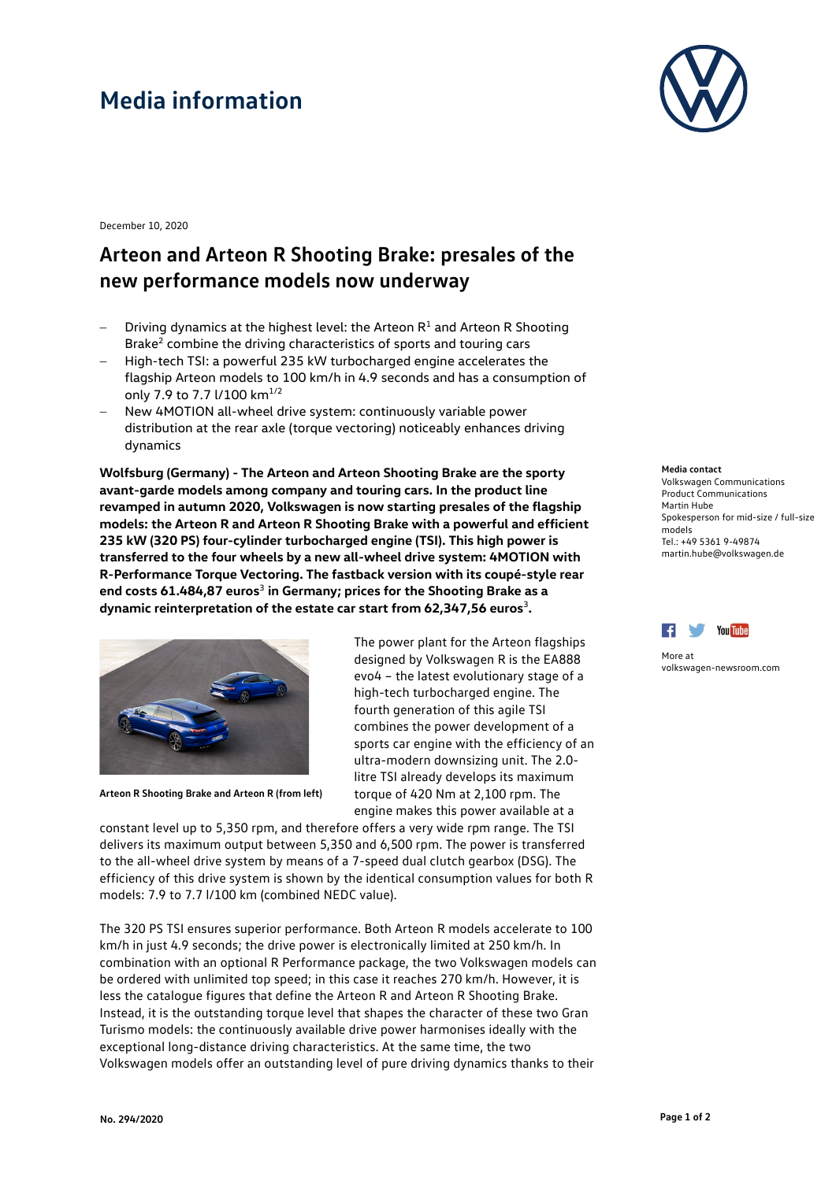# Media information

December 10, 2020

## Arteon and Arteon R Shooting Brake: presales of the new performance models now underway

- Driving dynamics at the highest level: the Arteon R[1] and Arteon R Shooting Brake[2] combine the driving characteristics of sports and touring cars
- High-tech TSI: a powerful 235 kW turbocharged engine accelerates the flagship Arteon models to 100 km/h in 4.9 seconds and has a consumption of only 7.9 to 7.7 l/100 km[1/2]
- New 4MOTION all-wheel drive system: continuously variable power distribution at the rear axle (torque vectoring) noticeably enhances driving dynamics

**Wolfsburg (Germany) - The Arteon and Arteon Shooting Brake are the sporty avant-garde models among company and touring cars. In the product line revamped in autumn 2020, Volkswagen is now starting presales of the flagship models: the Arteon R and Arteon R Shooting Brake with a powerful and efficient 235 kW (320 PS) four-cylinder turbocharged engine (TSI). This high power is transferred to the four wheels by a new all-wheel drive system: 4MOTION with R-Performance Torque Vectoring. The fastback version with its coupé-style rear end costs 61.484,87 euros[3] in Germany; prices for the Shooting Brake as a dynamic reinterpretation of the estate car start from 62,347,56 euros[3].**

**Arteon R Shooting Brake and Arteon R (from left)**

The power plant for the Arteon flagships designed by Volkswagen R is the EA888 evo4 – the latest evolutionary stage of a high-tech turbocharged engine. The fourth generation of this agile TSI combines the power development of a sports car engine with the efficiency of an ultra-modern downsizing unit. The 2.0-litre TSI already develops its maximum torque of 420 Nm at 2,100 rpm. The engine makes this power available at a constant level up to 5,350 rpm, and therefore offers a very wide rpm range. The TSI delivers its maximum output between 5,350 and 6,500 rpm. The power is transferred to the all-wheel drive system by means of a 7-speed dual clutch gearbox (DSG). The efficiency of this drive system is shown by the identical consumption values for both R models: 7.9 to 7.7 l/100 km (combined NEDC value).

The 320 PS TSI ensures superior performance. Both Arteon R models accelerate to 100 km/h in just 4.9 seconds; the drive power is electronically limited at 250 km/h. In combination with an optional R Performance package, the two Volkswagen models can be ordered with unlimited top speed; in this case it reaches 270 km/h. However, it is less the catalogue figures that define the Arteon R and Arteon R Shooting Brake. Instead, it is the outstanding torque level that shapes the character of these two Gran Turismo models: the continuously available drive power harmonises ideally with the exceptional long-distance driving characteristics. At the same time, the two Volkswagen models offer an outstanding level of pure driving dynamics thanks to their

**Media contact**
Volkswagen Communications
Product Communications
Martin Hube
Spokesperson for mid-size / full-size models
Tel.: +49 5361 9-49874
martin.hube@volkswagen.de

More at
volkswagen-newsroom.com

**No. 294/2020**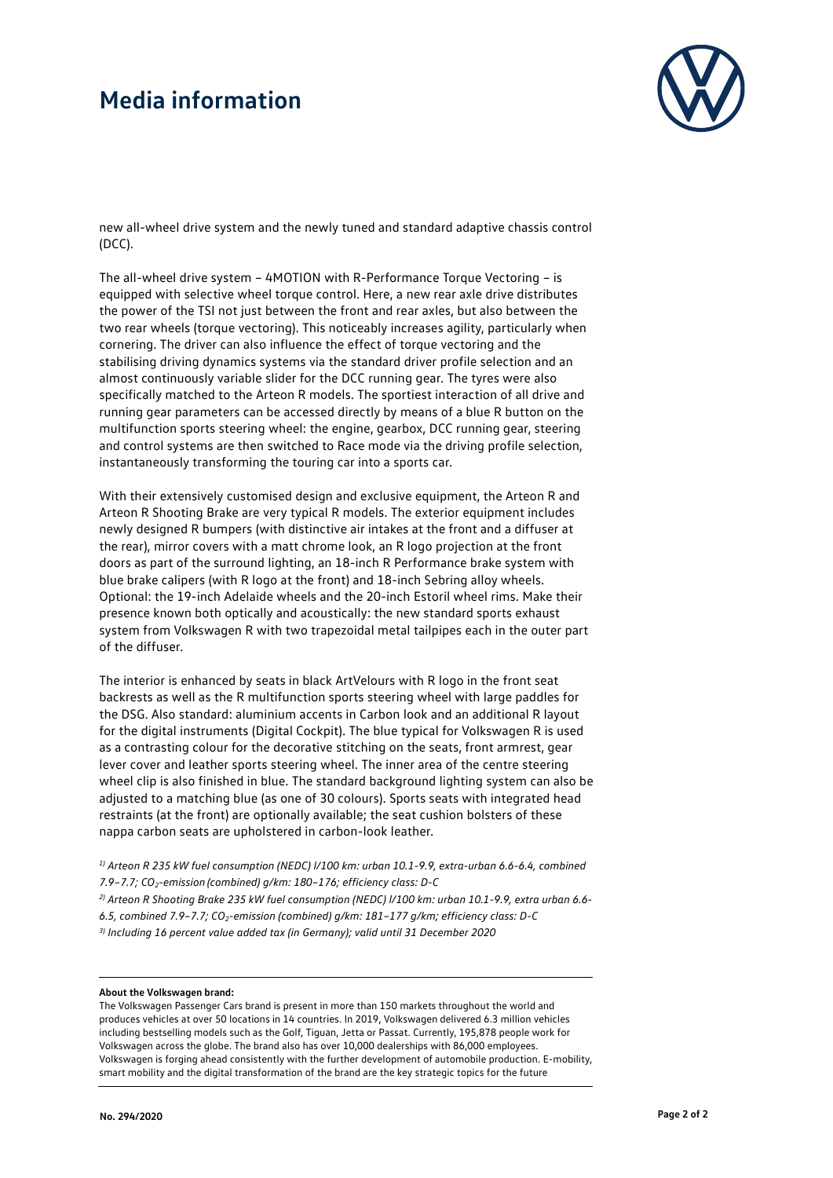new all-wheel drive system and the newly tuned and standard adaptive chassis control (DCC).

The all-wheel drive system – 4MOTION with R-Performance Torque Vectoring – is equipped with selective wheel torque control. Here, a new rear axle drive distributes the power of the TSI not just between the front and rear axles, but also between the two rear wheels (torque vectoring). This noticeably increases agility, particularly when cornering. The driver can also influence the effect of torque vectoring and the stabilising driving dynamics systems via the standard driver profile selection and an almost continuously variable slider for the DCC running gear. The tyres were also specifically matched to the Arteon R models. The sportiest interaction of all drive and running gear parameters can be accessed directly by means of a blue R button on the multifunction sports steering wheel: the engine, gearbox, DCC running gear, steering and control systems are then switched to Race mode via the driving profile selection, instantaneously transforming the touring car into a sports car.

With their extensively customised design and exclusive equipment, the Arteon R and Arteon R Shooting Brake are very typical R models. The exterior equipment includes newly designed R bumpers (with distinctive air intakes at the front and a diffuser at the rear), mirror covers with a matt chrome look, an R logo projection at the front doors as part of the surround lighting, an 18-inch R Performance brake system with blue brake calipers (with R logo at the front) and 18-inch Sebring alloy wheels. Optional: the 19-inch Adelaide wheels and the 20-inch Estoril wheel rims. Make their presence known both optically and acoustically: the new standard sports exhaust system from Volkswagen R with two trapezoidal metal tailpipes each in the outer part of the diffuser.

The interior is enhanced by seats in black ArtVelours with R logo in the front seat backrests as well as the R multifunction sports steering wheel with large paddles for the DSG. Also standard: aluminium accents in Carbon look and an additional R layout for the digital instruments (Digital Cockpit). The blue typical for Volkswagen R is used as a contrasting colour for the decorative stitching on the seats, front armrest, gear lever cover and leather sports steering wheel. The inner area of the centre steering wheel clip is also finished in blue. The standard background lighting system can also be adjusted to a matching blue (as one of 30 colours). Sports seats with integrated head restraints (at the front) are optionally available; the seat cushion bolsters of these nappa carbon seats are upholstered in carbon-look leather.

*[1] Arteon R 235 kW fuel consumption (NEDC) l/100 km: urban 10.1-9.9, extra-urban 6.6-6.4, combined 7.9–7.7; $CO_2$-emission (combined) g/km: 180–176; efficiency class: D-C*

*[2] Arteon R Shooting Brake 235 kW fuel consumption (NEDC) l/100 km: urban 10.1-9.9, extra urban 6.6-6.5, combined 7.9–7.7; $CO_2$-emission (combined) g/km: 181–177 g/km; efficiency class: D-C*

*[3] Including 16 percent value added tax (in Germany); valid until 31 December 2020*

**About the Volkswagen brand:**

The Volkswagen Passenger Cars brand is present in more than 150 markets throughout the world and produces vehicles at over 50 locations in 14 countries. In 2019, Volkswagen delivered 6.3 million vehicles including bestselling models such as the Golf, Tiguan, Jetta or Passat. Currently, 195,878 people work for Volkswagen across the globe. The brand also has over 10,000 dealerships with 86,000 employees. Volkswagen is forging ahead consistently with the further development of automobile production. E-mobility, smart mobility and the digital transformation of the brand are the key strategic topics for the future

No. 294/2020